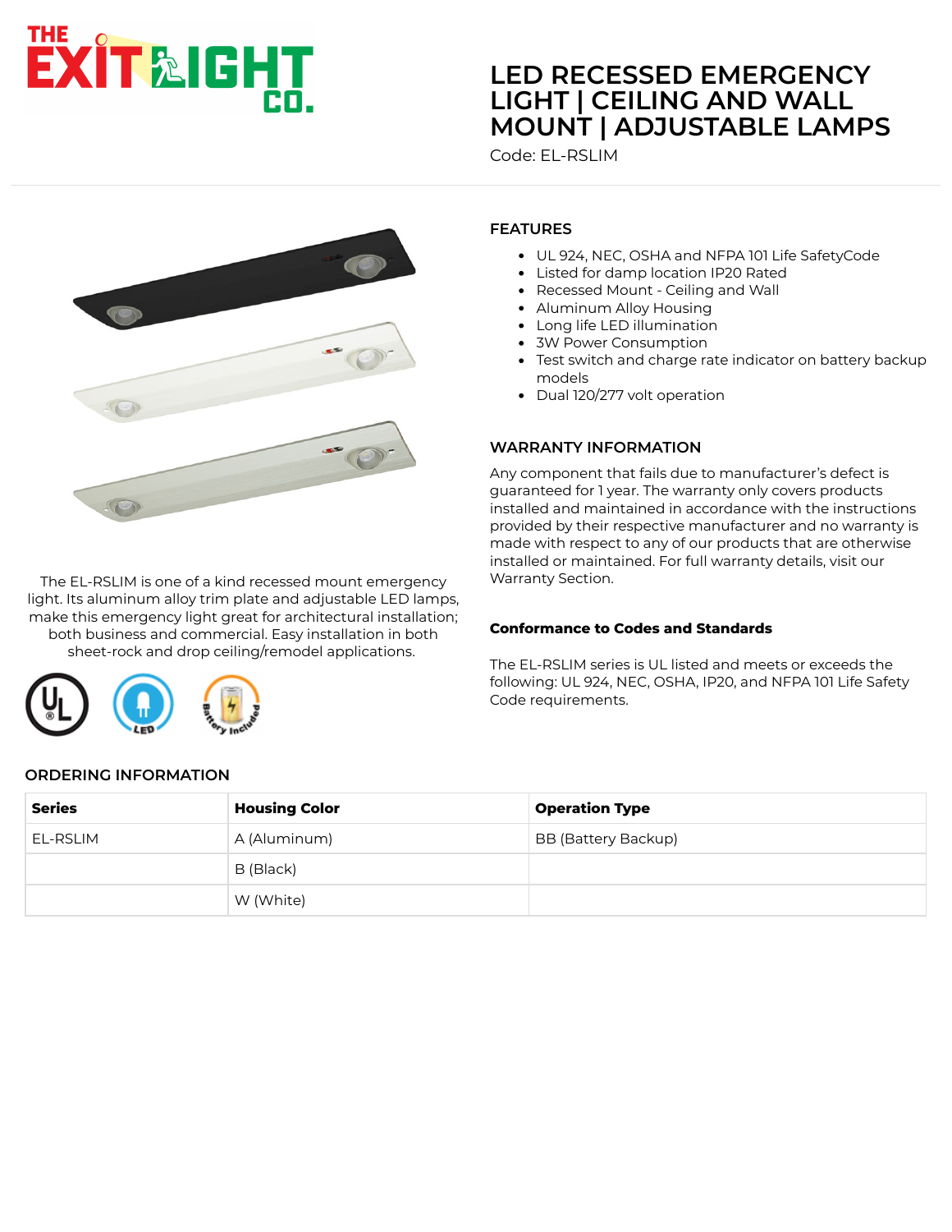# LED RECESSED EMERGENCY LIGHT | CEILING AND WALL MOUNT | ADJUSTABLE LAMPS

Code: EL-RSLIM

The EL-RSLIM is one of a kind recessed mount emergency light. Its aluminum alloy trim plate and adjustable LED lamps, make this emergency light great for architectural installation; both business and commercial. Easy installation in both sheet-rock and drop ceiling/remodel applications.

## FEATURES

- UL 924, NEC, OSHA and NFPA 101 Life SafetyCode
- Listed for damp location IP20 Rated
- Recessed Mount - Ceiling and Wall
- Aluminum Alloy Housing
- Long life LED illumination
- 3W Power Consumption
- Test switch and charge rate indicator on battery backup models
- Dual 120/277 volt operation

## WARRANTY INFORMATION

Any component that fails due to manufacturer's defect is guaranteed for 1 year. The warranty only covers products installed and maintained in accordance with the instructions provided by their respective manufacturer and no warranty is made with respect to any of our products that are otherwise installed or maintained. For full warranty details, visit our Warranty Section.

### Conformance to Codes and Standards

The EL-RSLIM series is UL listed and meets or exceeds the following: UL 924, NEC, OSHA, IP20, and NFPA 101 Life Safety Code requirements.

## ORDERING INFORMATION

| Series | Housing Color | Operation Type |
|---|---|---|
| EL-RSLIM | A (Aluminum) | BB (Battery Backup) |
| | B (Black) | |
| | W (White) | |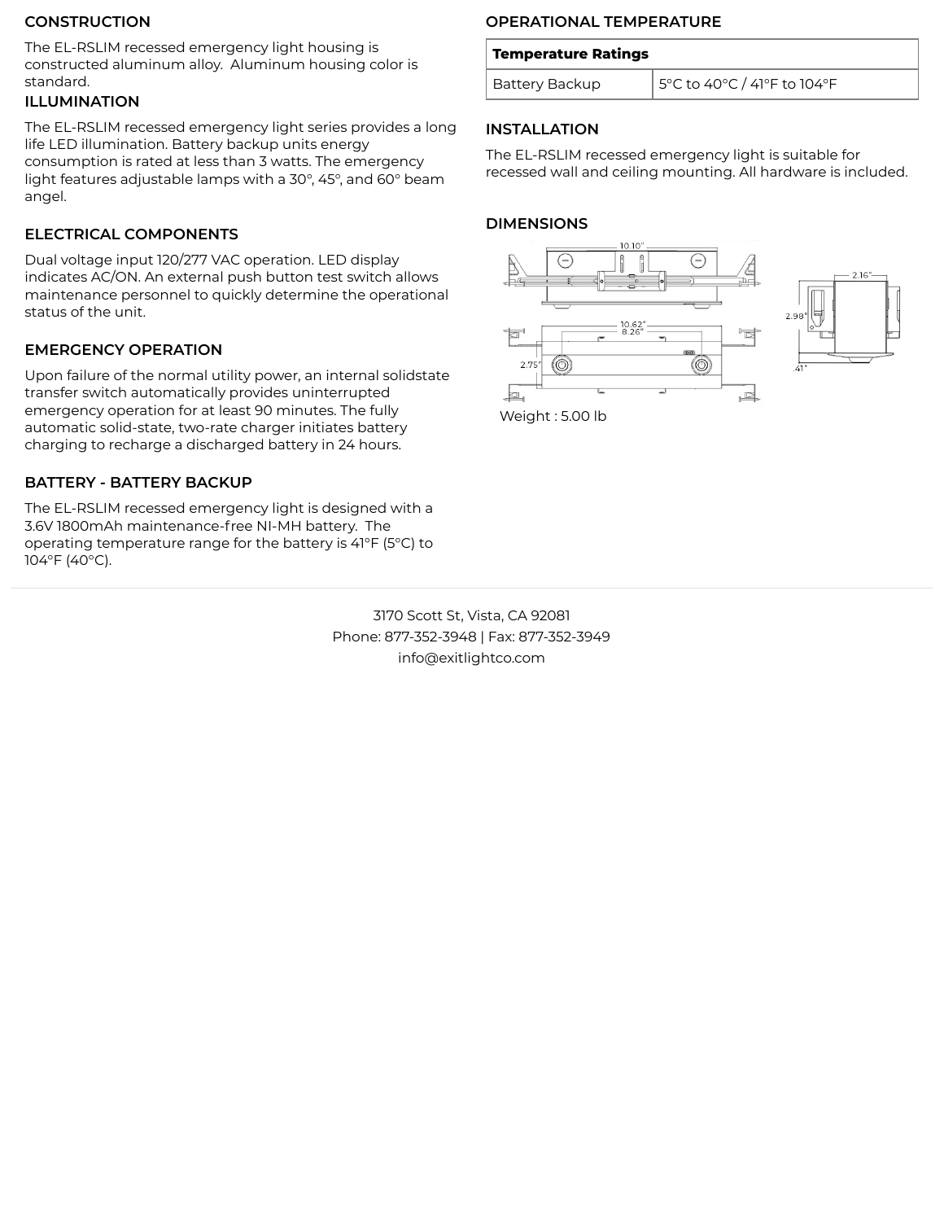## CONSTRUCTION

The EL-RSLIM recessed emergency light housing is constructed aluminum alloy. Aluminum housing color is standard.

## ILLUMINATION

The EL-RSLIM recessed emergency light series provides a long life LED illumination. Battery backup units energy consumption is rated at less than 3 watts. The emergency light features adjustable lamps with a 30°, 45°, and 60° beam angel.

## ELECTRICAL COMPONENTS

Dual voltage input 120/277 VAC operation. LED display indicates AC/ON. An external push button test switch allows maintenance personnel to quickly determine the operational status of the unit.

## EMERGENCY OPERATION

Upon failure of the normal utility power, an internal solidstate transfer switch automatically provides uninterrupted emergency operation for at least 90 minutes. The fully automatic solid-state, two-rate charger initiates battery charging to recharge a discharged battery in 24 hours.

## BATTERY - BATTERY BACKUP

The EL-RSLIM recessed emergency light is designed with a 3.6V 1800mAh maintenance-free NI-MH battery. The operating temperature range for the battery is 41°F (5°C) to 104°F (40°C).

## OPERATIONAL TEMPERATURE

| **Temperature Ratings** | |
|---|---|
| Battery Backup | 5°C to 40°C / 41°F to 104°F |

## INSTALLATION

The EL-RSLIM recessed emergency light is suitable for recessed wall and ceiling mounting. All hardware is included.

## DIMENSIONS

10.10"
10.62"
8.26"
2.75"
2.16"
2.98"
.41"

Weight : 5.00 lb

3170 Scott St, Vista, CA 92081
Phone: 877-352-3948 | Fax: 877-352-3949
info@exitlightco.com